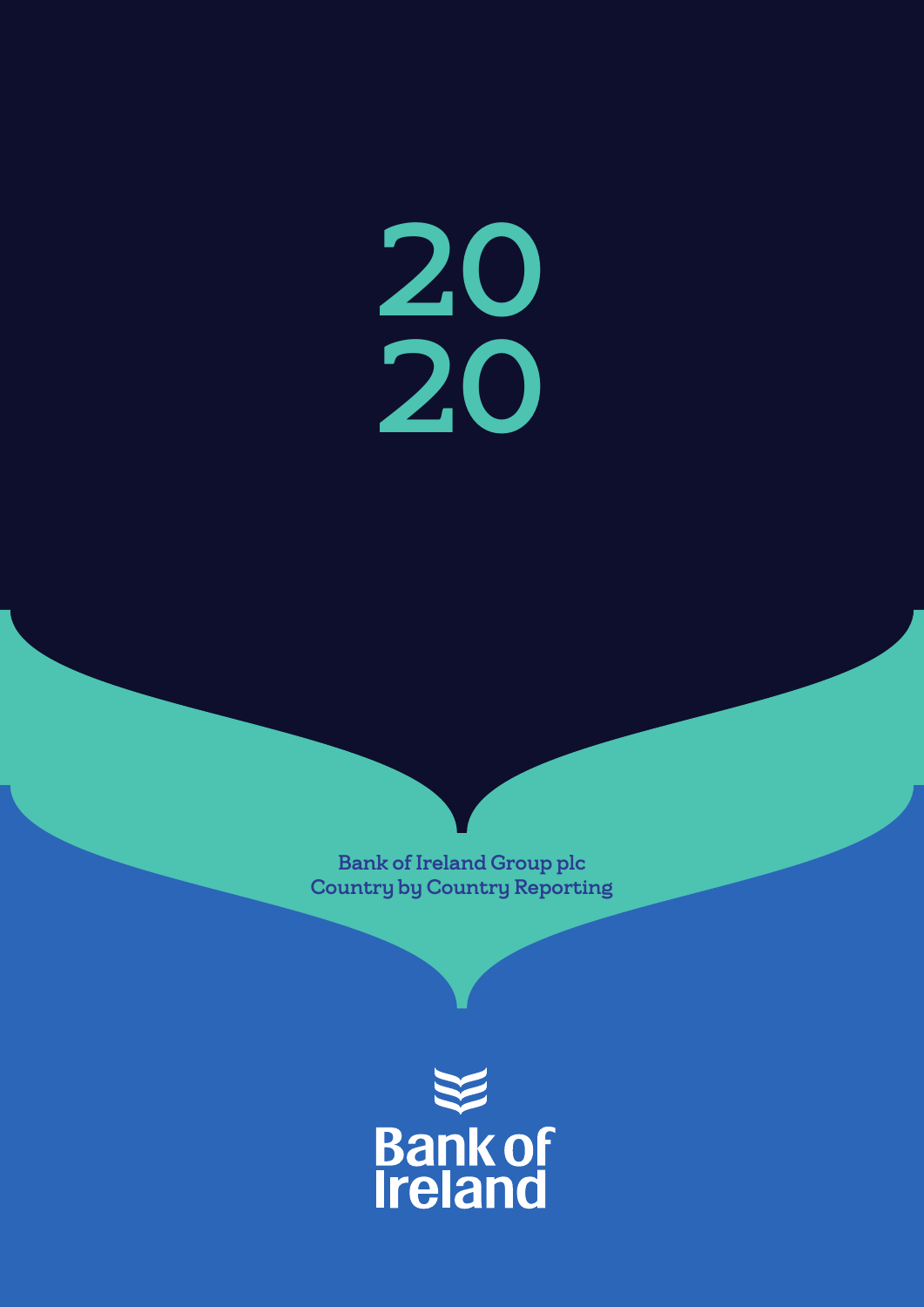# 2020

**Bank of Ireland Group plc**
**Country by Country Reporting**

Bank of Ireland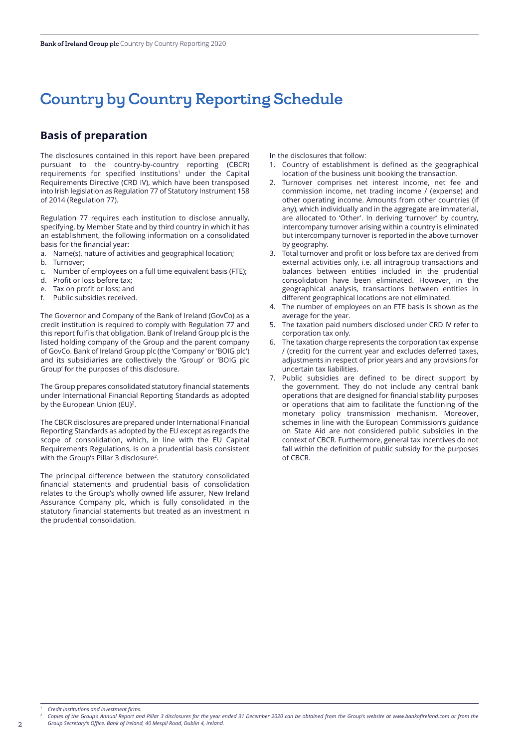# Country by Country Reporting Schedule

## Basis of preparation

The disclosures contained in this report have been prepared pursuant to the country-by-country reporting (CBCR) requirements for specified institutions[1] under the Capital Requirements Directive (CRD IV), which have been transposed into Irish legislation as Regulation 77 of Statutory Instrument 158 of 2014 (Regulation 77).

Regulation 77 requires each institution to disclose annually, specifying, by Member State and by third country in which it has an establishment, the following information on a consolidated basis for the financial year:

a. Name(s), nature of activities and geographical location;
b. Turnover;
c. Number of employees on a full time equivalent basis (FTE);
d. Profit or loss before tax;
e. Tax on profit or loss; and
f. Public subsidies received.

The Governor and Company of the Bank of Ireland (GovCo) as a credit institution is required to comply with Regulation 77 and this report fulfils that obligation. Bank of Ireland Group plc is the listed holding company of the Group and the parent company of GovCo. Bank of Ireland Group plc (the 'Company' or 'BOIG plc') and its subsidiaries are collectively the 'Group' or 'BOIG plc Group' for the purposes of this disclosure.

The Group prepares consolidated statutory financial statements under International Financial Reporting Standards as adopted by the European Union (EU)[2].

The CBCR disclosures are prepared under International Financial Reporting Standards as adopted by the EU except as regards the scope of consolidation, which, in line with the EU Capital Requirements Regulations, is on a prudential basis consistent with the Group's Pillar 3 disclosure[2].

The principal difference between the statutory consolidated financial statements and prudential basis of consolidation relates to the Group's wholly owned life assurer, New Ireland Assurance Company plc, which is fully consolidated in the statutory financial statements but treated as an investment in the prudential consolidation.

In the disclosures that follow:

1. Country of establishment is defined as the geographical location of the business unit booking the transaction.
2. Turnover comprises net interest income, net fee and commission income, net trading income / (expense) and other operating income. Amounts from other countries (if any), which individually and in the aggregate are immaterial, are allocated to 'Other'. In deriving 'turnover' by country, intercompany turnover arising within a country is eliminated but intercompany turnover is reported in the above turnover by geography.
3. Total turnover and profit or loss before tax are derived from external activities only, i.e. all intragroup transactions and balances between entities included in the prudential consolidation have been eliminated. However, in the geographical analysis, transactions between entities in different geographical locations are not eliminated.
4. The number of employees on an FTE basis is shown as the average for the year.
5. The taxation paid numbers disclosed under CRD IV refer to corporation tax only.
6. The taxation charge represents the corporation tax expense / (credit) for the current year and excludes deferred taxes, adjustments in respect of prior years and any provisions for uncertain tax liabilities.
7. Public subsidies are defined to be direct support by the government. They do not include any central bank operations that are designed for financial stability purposes or operations that aim to facilitate the functioning of the monetary policy transmission mechanism. Moreover, schemes in line with the European Commission's guidance on State Aid are not considered public subsidies in the context of CBCR. Furthermore, general tax incentives do not fall within the definition of public subsidy for the purposes of CBCR.

---

[1] *Credit institutions and investment firms.*

[2] *Copies of the Group's Annual Report and Pillar 3 disclosures for the year ended 31 December 2020 can be obtained from the Group's website at www.bankofireland.com or from the Group Secretary's Office, Bank of Ireland, 40 Mespil Road, Dublin 4, Ireland.*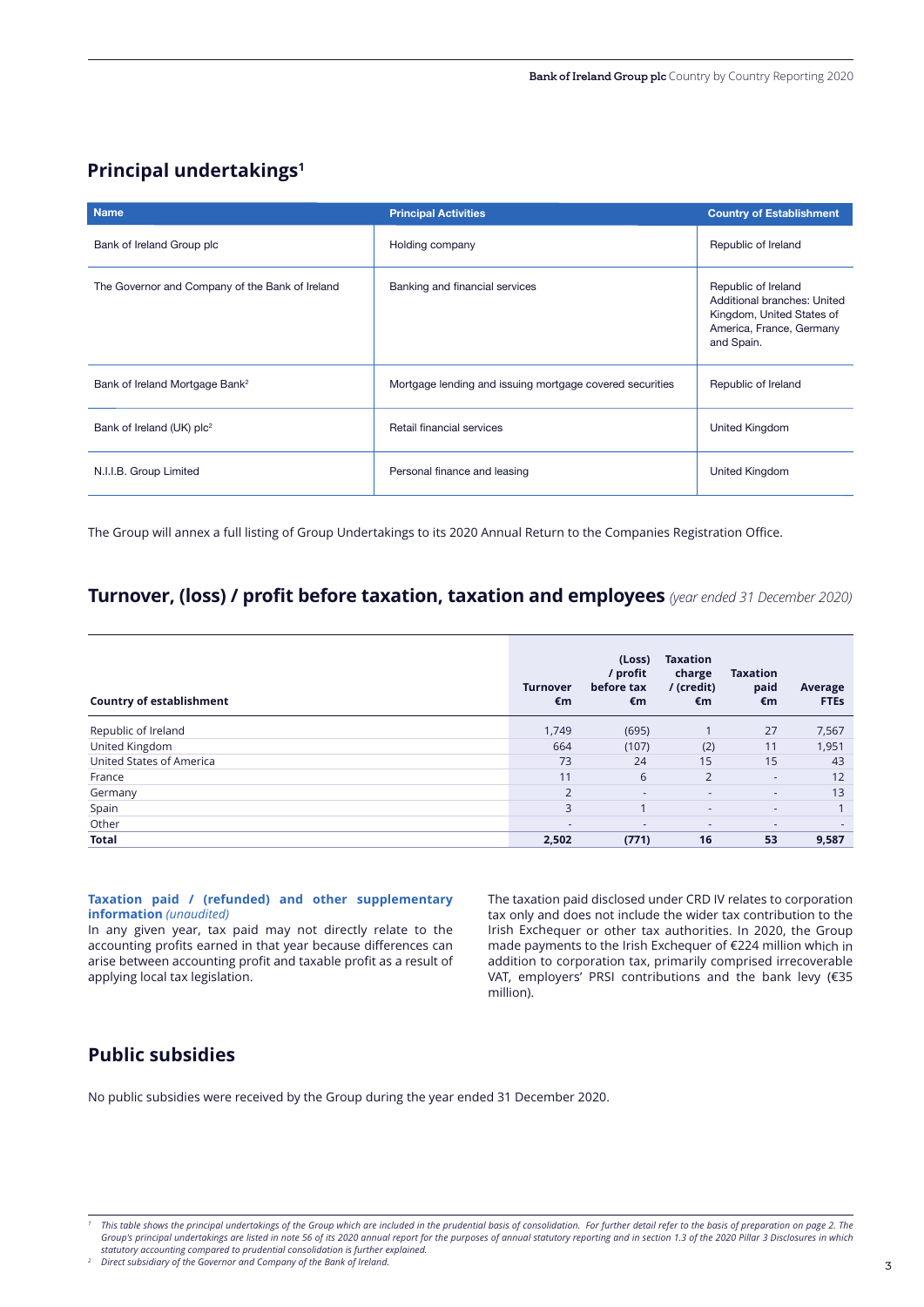## Principal undertakings[1]

| Name | Principal Activities | Country of Establishment |
|---|---|---|
| Bank of Ireland Group plc | Holding company | Republic of Ireland |
| The Governor and Company of the Bank of Ireland | Banking and financial services | Republic of Ireland<br>Additional branches: United Kingdom, United States of America, France, Germany and Spain. |
| Bank of Ireland Mortgage Bank[2] | Mortgage lending and issuing mortgage covered securities | Republic of Ireland |
| Bank of Ireland (UK) plc[2] | Retail financial services | United Kingdom |
| N.I.I.B. Group Limited | Personal finance and leasing | United Kingdom |

The Group will annex a full listing of Group Undertakings to its 2020 Annual Return to the Companies Registration Office.

## Turnover, (loss) / profit before taxation, taxation and employees *(year ended 31 December 2020)*

| Country of establishment | Turnover €m | (Loss) / profit before tax €m | Taxation charge / (credit) €m | Taxation paid €m | Average FTEs |
|---|---|---|---|---|---|
| Republic of Ireland | 1,749 | (695) | 1 | 27 | 7,567 |
| United Kingdom | 664 | (107) | (2) | 11 | 1,951 |
| United States of America | 73 | 24 | 15 | 15 | 43 |
| France | 11 | 6 | 2 | - | 12 |
| Germany | 2 | - | - | - | 13 |
| Spain | 3 | 1 | - | - | 1 |
| Other | - | - | - | - | - |
| **Total** | **2,502** | **(771)** | **16** | **53** | **9,587** |

**Taxation paid / (refunded) and other supplementary information** *(unaudited)*

In any given year, tax paid may not directly relate to the accounting profits earned in that year because differences can arise between accounting profit and taxable profit as a result of applying local tax legislation.

The taxation paid disclosed under CRD IV relates to corporation tax only and does not include the wider tax contribution to the Irish Exchequer or other tax authorities. In 2020, the Group made payments to the Irish Exchequer of €224 million which in addition to corporation tax, primarily comprised irrecoverable VAT, employers' PRSI contributions and the bank levy (€35 million).

## Public subsidies

No public subsidies were received by the Group during the year ended 31 December 2020.

---

[1] *This table shows the principal undertakings of the Group which are included in the prudential basis of consolidation. For further detail refer to the basis of preparation on page 2. The Group's principal undertakings are listed in note 56 of its 2020 annual report for the purposes of annual statutory reporting and in section 1.3 of the 2020 Pillar 3 Disclosures in which statutory accounting compared to prudential consolidation is further explained.*

[2] *Direct subsidiary of the Governor and Company of the Bank of Ireland.*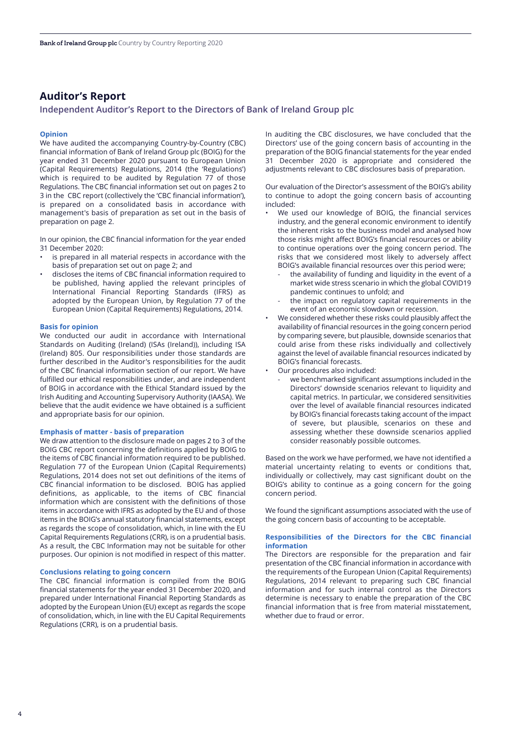# Auditor's Report

## Independent Auditor's Report to the Directors of Bank of Ireland Group plc

### Opinion

We have audited the accompanying Country-by-Country (CBC) financial information of Bank of Ireland Group plc (BOIG) for the year ended 31 December 2020 pursuant to European Union (Capital Requirements) Regulations, 2014 (the 'Regulations') which is required to be audited by Regulation 77 of those Regulations. The CBC financial information set out on pages 2 to 3 in the CBC report (collectively the 'CBC financial information'), is prepared on a consolidated basis in accordance with management's basis of preparation as set out in the basis of preparation on page 2.

In our opinion, the CBC financial information for the year ended 31 December 2020:

- is prepared in all material respects in accordance with the basis of preparation set out on page 2; and
- discloses the items of CBC financial information required to be published, having applied the relevant principles of International Financial Reporting Standards (IFRS) as adopted by the European Union, by Regulation 77 of the European Union (Capital Requirements) Regulations, 2014.

### Basis for opinion

We conducted our audit in accordance with International Standards on Auditing (Ireland) (ISAs (Ireland)), including ISA (Ireland) 805. Our responsibilities under those standards are further described in the Auditor's responsibilities for the audit of the CBC financial information section of our report. We have fulfilled our ethical responsibilities under, and are independent of BOIG in accordance with the Ethical Standard issued by the Irish Auditing and Accounting Supervisory Authority (IAASA). We believe that the audit evidence we have obtained is a sufficient and appropriate basis for our opinion.

### Emphasis of matter - basis of preparation

We draw attention to the disclosure made on pages 2 to 3 of the BOIG CBC report concerning the definitions applied by BOIG to the items of CBC financial information required to be published. Regulation 77 of the European Union (Capital Requirements) Regulations, 2014 does not set out definitions of the items of CBC financial information to be disclosed. BOIG has applied definitions, as applicable, to the items of CBC financial information which are consistent with the definitions of those items in accordance with IFRS as adopted by the EU and of those items in the BOIG's annual statutory financial statements, except as regards the scope of consolidation, which, in line with the EU Capital Requirements Regulations (CRR), is on a prudential basis. As a result, the CBC Information may not be suitable for other purposes. Our opinion is not modified in respect of this matter.

### Conclusions relating to going concern

The CBC financial information is compiled from the BOIG financial statements for the year ended 31 December 2020, and prepared under International Financial Reporting Standards as adopted by the European Union (EU) except as regards the scope of consolidation, which, in line with the EU Capital Requirements Regulations (CRR), is on a prudential basis.

In auditing the CBC disclosures, we have concluded that the Directors' use of the going concern basis of accounting in the preparation of the BOIG financial statements for the year ended 31 December 2020 is appropriate and considered the adjustments relevant to CBC disclosures basis of preparation.

Our evaluation of the Director's assessment of the BOIG's ability to continue to adopt the going concern basis of accounting included:

- We used our knowledge of BOIG, the financial services industry, and the general economic environment to identify the inherent risks to the business model and analysed how those risks might affect BOIG's financial resources or ability to continue operations over the going concern period. The risks that we considered most likely to adversely affect BOIG's available financial resources over this period were;
  - the availability of funding and liquidity in the event of a market wide stress scenario in which the global COVID19 pandemic continues to unfold; and
  - the impact on regulatory capital requirements in the event of an economic slowdown or recession.
- We considered whether these risks could plausibly affect the availability of financial resources in the going concern period by comparing severe, but plausible, downside scenarios that could arise from these risks individually and collectively against the level of available financial resources indicated by BOIG's financial forecasts.
- Our procedures also included:
  - we benchmarked significant assumptions included in the Directors' downside scenarios relevant to liquidity and capital metrics. In particular, we considered sensitivities over the level of available financial resources indicated by BOIG's financial forecasts taking account of the impact of severe, but plausible, scenarios on these and assessing whether these downside scenarios applied consider reasonably possible outcomes.

Based on the work we have performed, we have not identified a material uncertainty relating to events or conditions that, individually or collectively, may cast significant doubt on the BOIG's ability to continue as a going concern for the going concern period.

We found the significant assumptions associated with the use of the going concern basis of accounting to be acceptable.

### Responsibilities of the Directors for the CBC financial information

The Directors are responsible for the preparation and fair presentation of the CBC financial information in accordance with the requirements of the European Union (Capital Requirements) Regulations, 2014 relevant to preparing such CBC financial information and for such internal control as the Directors determine is necessary to enable the preparation of the CBC financial information that is free from material misstatement, whether due to fraud or error.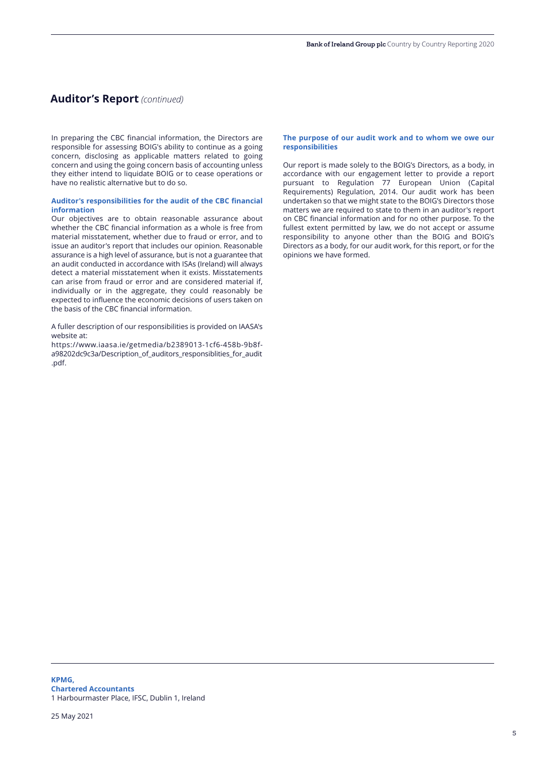## Auditor's Report *(continued)*

In preparing the CBC financial information, the Directors are responsible for assessing BOIG's ability to continue as a going concern, disclosing as applicable matters related to going concern and using the going concern basis of accounting unless they either intend to liquidate BOIG or to cease operations or have no realistic alternative but to do so.

### Auditor's responsibilities for the audit of the CBC financial information

Our objectives are to obtain reasonable assurance about whether the CBC financial information as a whole is free from material misstatement, whether due to fraud or error, and to issue an auditor's report that includes our opinion. Reasonable assurance is a high level of assurance, but is not a guarantee that an audit conducted in accordance with ISAs (Ireland) will always detect a material misstatement when it exists. Misstatements can arise from fraud or error and are considered material if, individually or in the aggregate, they could reasonably be expected to influence the economic decisions of users taken on the basis of the CBC financial information.

A fuller description of our responsibilities is provided on IAASA's website at:
https://www.iaasa.ie/getmedia/b2389013-1cf6-458b-9b8f-a98202dc9c3a/Description_of_auditors_responsiblities_for_audit.pdf.

### The purpose of our audit work and to whom we owe our responsibilities

Our report is made solely to the BOIG's Directors, as a body, in accordance with our engagement letter to provide a report pursuant to Regulation 77 European Union (Capital Requirements) Regulation, 2014. Our audit work has been undertaken so that we might state to the BOIG's Directors those matters we are required to state to them in an auditor's report on CBC financial information and for no other purpose. To the fullest extent permitted by law, we do not accept or assume responsibility to anyone other than the BOIG and BOIG's Directors as a body, for our audit work, for this report, or for the opinions we have formed.

**KPMG,**
**Chartered Accountants**
1 Harbourmaster Place, IFSC, Dublin 1, Ireland

25 May 2021